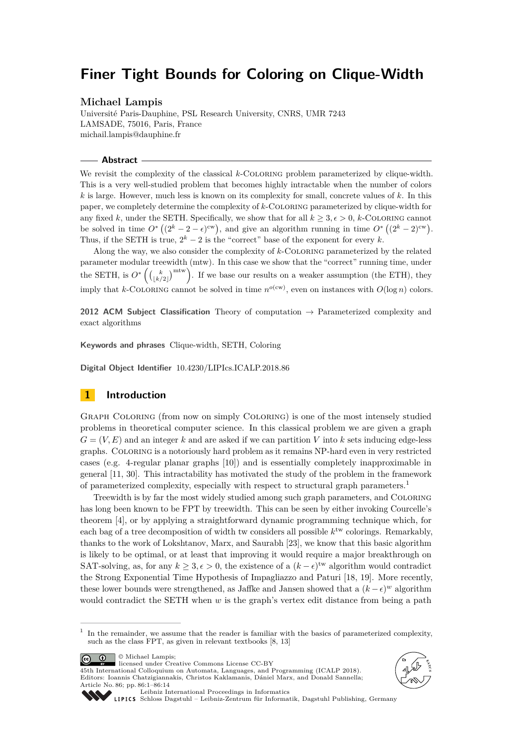# Finer Tight Bounds for Coloring on Clique-Width

**Michael Lampis**

Université Paris-Dauphine, PSL Research University, CNRS, UMR 7243
LAMSADE, 75016, Paris, France
michail.lampis@dauphine.fr

## Abstract

We revisit the complexity of the classical $k$-Coloring problem parameterized by clique-width. This is a very well-studied problem that becomes highly intractable when the number of colors $k$ is large. However, much less is known on its complexity for small, concrete values of $k$. In this paper, we completely determine the complexity of $k$-Coloring parameterized by clique-width for any fixed $k$, under the SETH. Specifically, we show that for all $k \geq 3, \epsilon > 0$, $k$-Coloring cannot be solved in time $O^*\left((2^k - 2 - \epsilon)^{\text{cw}}\right)$, and give an algorithm running in time $O^*\left((2^k - 2)^{\text{cw}}\right)$. Thus, if the SETH is true, $2^k - 2$ is the "correct" base of the exponent for every $k$.

Along the way, we also consider the complexity of $k$-Coloring parameterized by the related parameter modular treewidth (mtw). In this case we show that the "correct" running time, under the SETH, is $O^*\left(\binom{k}{\lfloor k/2 \rfloor}^{\text{mtw}}\right)$. If we base our results on a weaker assumption (the ETH), they imply that $k$-Coloring cannot be solved in time $n^{o(\text{cw})}$, even on instances with $O(\log n)$ colors.

**2012 ACM Subject Classification** Theory of computation → Parameterized complexity and exact algorithms

**Keywords and phrases** Clique-width, SETH, Coloring

**Digital Object Identifier** 10.4230/LIPIcs.ICALP.2018.86

## 1 Introduction

Graph Coloring (from now on simply Coloring) is one of the most intensely studied problems in theoretical computer science. In this classical problem we are given a graph $G = (V, E)$ and an integer $k$ and are asked if we can partition $V$ into $k$ sets inducing edge-less graphs. Coloring is a notoriously hard problem as it remains NP-hard even in very restricted cases (e.g. 4-regular planar graphs [10]) and is essentially completely inapproximable in general [11, 30]. This intractability has motivated the study of the problem in the framework of parameterized complexity, especially with respect to structural graph parameters.[1]

Treewidth is by far the most widely studied among such graph parameters, and Coloring has long been known to be FPT by treewidth. This can be seen by either invoking Courcelle's theorem [4], or by applying a straightforward dynamic programming technique which, for each bag of a tree decomposition of width tw considers all possible $k^{\text{tw}}$ colorings. Remarkably, thanks to the work of Lokshtanov, Marx, and Saurabh [23], we know that this basic algorithm is likely to be optimal, or at least that improving it would require a major breakthrough on SAT-solving, as, for any $k \geq 3, \epsilon > 0$, the existence of a $(k - \epsilon)^{\text{tw}}$ algorithm would contradict the Strong Exponential Time Hypothesis of Impagliazzo and Paturi [18, 19]. More recently, these lower bounds were strengthened, as Jaffke and Jansen showed that a $(k - \epsilon)^{w}$ algorithm would contradict the SETH when $w$ is the graph's vertex edit distance from being a path

---

[1] In the remainder, we assume that the reader is familiar with the basics of parameterized complexity, such as the class FPT, as given in relevant textbooks [8, 13]

© Michael Lampis;
licensed under Creative Commons License CC-BY
45th International Colloquium on Automata, Languages, and Programming (ICALP 2018).
Editors: Ioannis Chatzigiannakis, Christos Kaklamanis, Dániel Marx, and Donald Sannella;
Article No. 86; pp. 86:1–86:14
Leibniz International Proceedings in Informatics
Schloss Dagstuhl – Leibniz-Zentrum für Informatik, Dagstuhl Publishing, Germany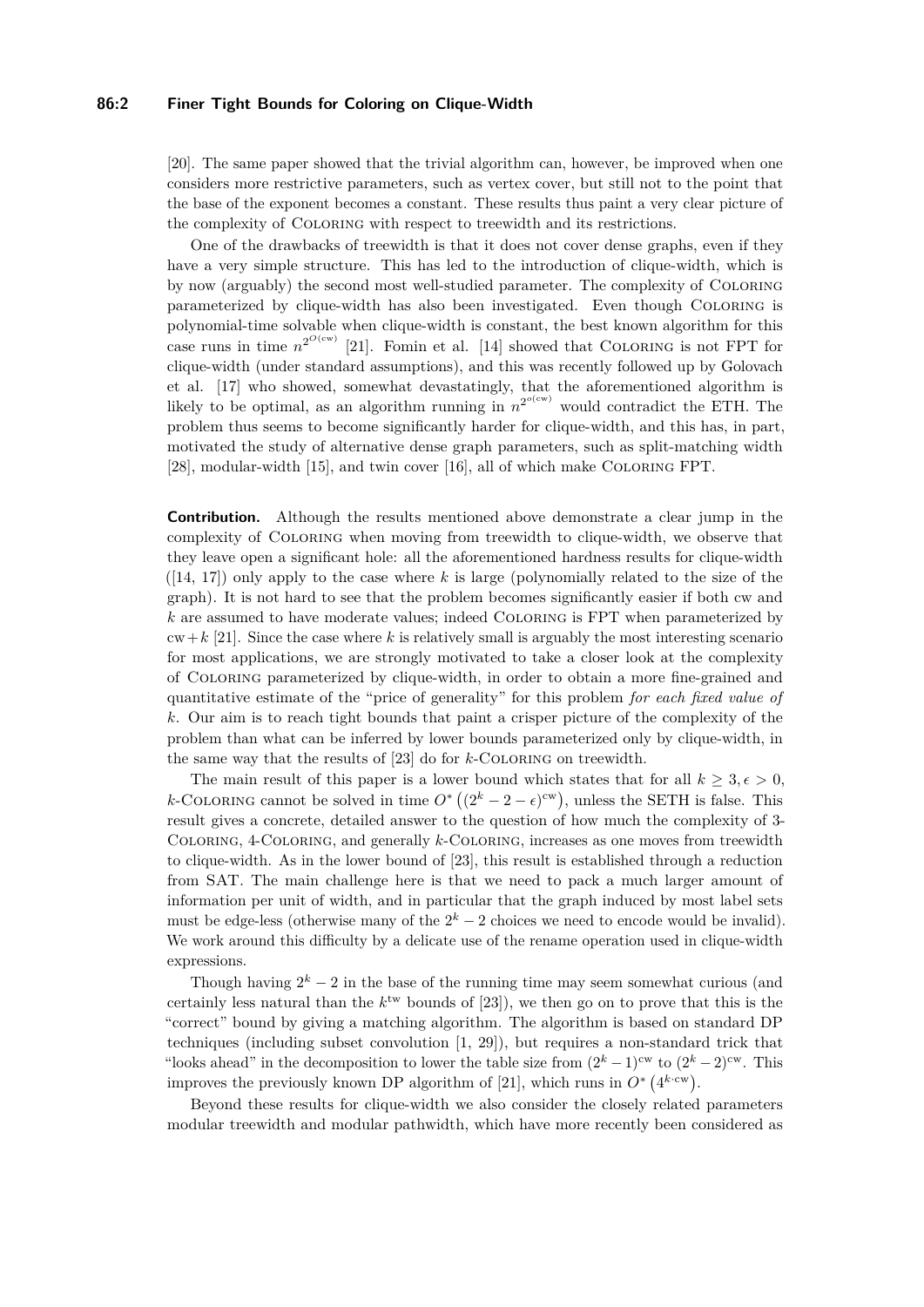[20]. The same paper showed that the trivial algorithm can, however, be improved when one considers more restrictive parameters, such as vertex cover, but still not to the point that the base of the exponent becomes a constant. These results thus paint a very clear picture of the complexity of Coloring with respect to treewidth and its restrictions.

One of the drawbacks of treewidth is that it does not cover dense graphs, even if they have a very simple structure. This has led to the introduction of clique-width, which is by now (arguably) the second most well-studied parameter. The complexity of Coloring parameterized by clique-width has also been investigated. Even though Coloring is polynomial-time solvable when clique-width is constant, the best known algorithm for this case runs in time $n^{2^{O(\text{cw})}}$ [21]. Fomin et al. [14] showed that Coloring is not FPT for clique-width (under standard assumptions), and this was recently followed up by Golovach et al. [17] who showed, somewhat devastatingly, that the aforementioned algorithm is likely to be optimal, as an algorithm running in $n^{2^{o(\text{cw})}}$ would contradict the ETH. The problem thus seems to become significantly harder for clique-width, and this has, in part, motivated the study of alternative dense graph parameters, such as split-matching width [28], modular-width [15], and twin cover [16], all of which make Coloring FPT.

**Contribution.** Although the results mentioned above demonstrate a clear jump in the complexity of Coloring when moving from treewidth to clique-width, we observe that they leave open a significant hole: all the aforementioned hardness results for clique-width ([14, 17]) only apply to the case where $k$ is large (polynomially related to the size of the graph). It is not hard to see that the problem becomes significantly easier if both cw and $k$ are assumed to have moderate values; indeed Coloring is FPT when parameterized by cw$+k$ [21]. Since the case where $k$ is relatively small is arguably the most interesting scenario for most applications, we are strongly motivated to take a closer look at the complexity of Coloring parameterized by clique-width, in order to obtain a more fine-grained and quantitative estimate of the "price of generality" for this problem *for each fixed value of* $k$. Our aim is to reach tight bounds that paint a crisper picture of the complexity of the problem than what can be inferred by lower bounds parameterized only by clique-width, in the same way that the results of [23] do for $k$-Coloring on treewidth.

The main result of this paper is a lower bound which states that for all $k \geq 3, \epsilon > 0$, $k$-Coloring cannot be solved in time $O^*\left((2^k - 2 - \epsilon)^{\text{cw}}\right)$, unless the SETH is false. This result gives a concrete, detailed answer to the question of how much the complexity of 3-Coloring, 4-Coloring, and generally $k$-Coloring, increases as one moves from treewidth to clique-width. As in the lower bound of [23], this result is established through a reduction from SAT. The main challenge here is that we need to pack a much larger amount of information per unit of width, and in particular that the graph induced by most label sets must be edge-less (otherwise many of the $2^k - 2$ choices we need to encode would be invalid). We work around this difficulty by a delicate use of the rename operation used in clique-width expressions.

Though having $2^k - 2$ in the base of the running time may seem somewhat curious (and certainly less natural than the $k^{\text{tw}}$ bounds of [23]), we then go on to prove that this is the "correct" bound by giving a matching algorithm. The algorithm is based on standard DP techniques (including subset convolution [1, 29]), but requires a non-standard trick that "looks ahead" in the decomposition to lower the table size from $(2^k - 1)^{\text{cw}}$ to $(2^k - 2)^{\text{cw}}$. This improves the previously known DP algorithm of [21], which runs in $O^*\left(4^{k \cdot \text{cw}}\right)$.

Beyond these results for clique-width we also consider the closely related parameters modular treewidth and modular pathwidth, which have more recently been considered as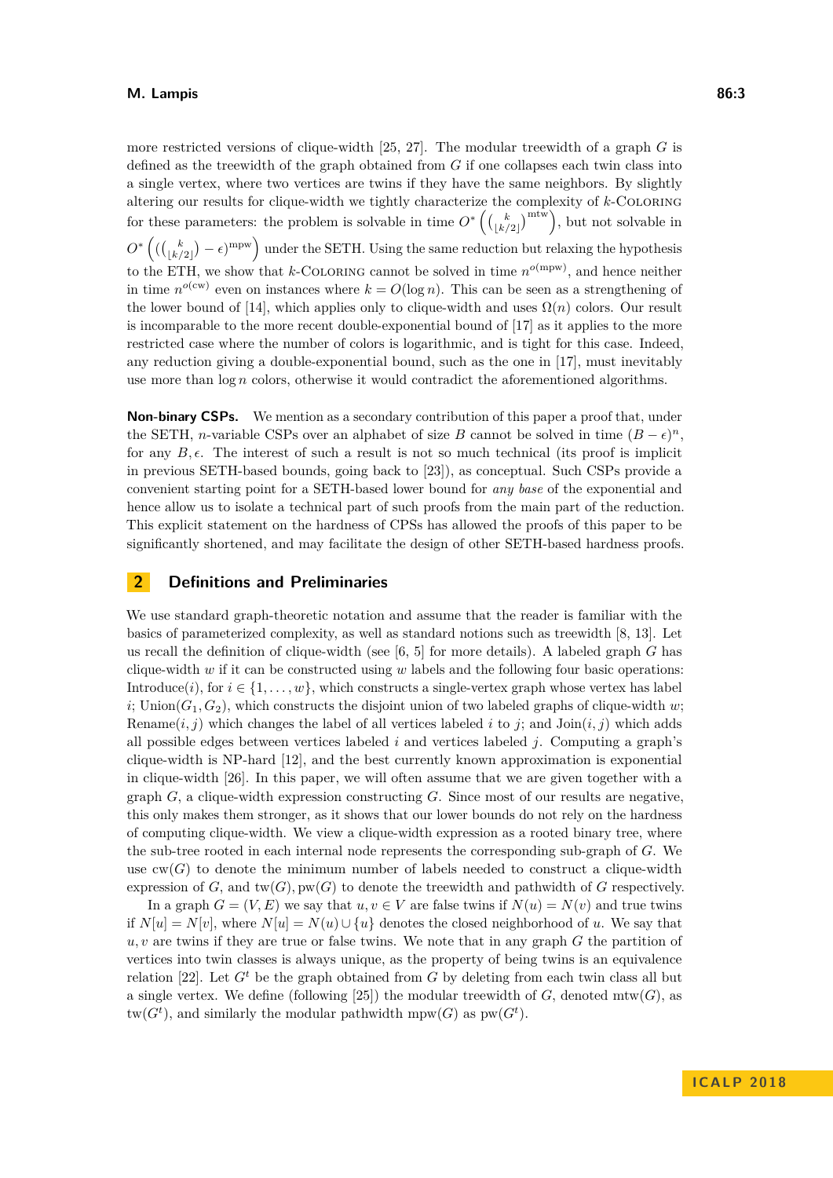more restricted versions of clique-width [25, 27]. The modular treewidth of a graph $G$ is defined as the treewidth of the graph obtained from $G$ if one collapses each twin class into a single vertex, where two vertices are twins if they have the same neighbors. By slightly altering our results for clique-width we tightly characterize the complexity of $k$-Coloring for these parameters: the problem is solvable in time $O^*\left(\binom{k}{\lfloor k/2 \rfloor}^{\text{mtw}}\right)$, but not solvable in $O^*\left(\left(\binom{k}{\lfloor k/2 \rfloor} - \epsilon\right)^{\text{mpw}}\right)$ under the SETH. Using the same reduction but relaxing the hypothesis to the ETH, we show that $k$-Coloring cannot be solved in time $n^{o(\text{mpw})}$, and hence neither in time $n^{o(\text{cw})}$ even on instances where $k = O(\log n)$. This can be seen as a strengthening of the lower bound of [14], which applies only to clique-width and uses $\Omega(n)$ colors. Our result is incomparable to the more recent double-exponential bound of [17] as it applies to the more restricted case where the number of colors is logarithmic, and is tight for this case. Indeed, any reduction giving a double-exponential bound, such as the one in [17], must inevitably use more than $\log n$ colors, otherwise it would contradict the aforementioned algorithms.

**Non-binary CSPs.** We mention as a secondary contribution of this paper a proof that, under the SETH, $n$-variable CSPs over an alphabet of size $B$ cannot be solved in time $(B - \epsilon)^n$, for any $B, \epsilon$. The interest of such a result is not so much technical (its proof is implicit in previous SETH-based bounds, going back to [23]), as conceptual. Such CSPs provide a convenient starting point for a SETH-based lower bound for *any base* of the exponential and hence allow us to isolate a technical part of such proofs from the main part of the reduction. This explicit statement on the hardness of CPSs has allowed the proofs of this paper to be significantly shortened, and may facilitate the design of other SETH-based hardness proofs.

## 2 Definitions and Preliminaries

We use standard graph-theoretic notation and assume that the reader is familiar with the basics of parameterized complexity, as well as standard notions such as treewidth [8, 13]. Let us recall the definition of clique-width (see [6, 5] for more details). A labeled graph $G$ has clique-width $w$ if it can be constructed using $w$ labels and the following four basic operations: Introduce($i$), for $i \in \{1, \dots, w\}$, which constructs a single-vertex graph whose vertex has label $i$; Union($G_1, G_2$), which constructs the disjoint union of two labeled graphs of clique-width $w$; Rename($i, j$) which changes the label of all vertices labeled $i$ to $j$; and Join($i, j$) which adds all possible edges between vertices labeled $i$ and vertices labeled $j$. Computing a graph's clique-width is NP-hard [12], and the best currently known approximation is exponential in clique-width [26]. In this paper, we will often assume that we are given together with a graph $G$, a clique-width expression constructing $G$. Since most of our results are negative, this only makes them stronger, as it shows that our lower bounds do not rely on the hardness of computing clique-width. We view a clique-width expression as a rooted binary tree, where the sub-tree rooted in each internal node represents the corresponding sub-graph of $G$. We use $\text{cw}(G)$ to denote the minimum number of labels needed to construct a clique-width expression of $G$, and $\text{tw}(G), \text{pw}(G)$ to denote the treewidth and pathwidth of $G$ respectively.

In a graph $G = (V, E)$ we say that $u, v \in V$ are false twins if $N(u) = N(v)$ and true twins if $N[u] = N[v]$, where $N[u] = N(u) \cup \{u\}$ denotes the closed neighborhood of $u$. We say that $u, v$ are twins if they are true or false twins. We note that in any graph $G$ the partition of vertices into twin classes is always unique, as the property of being twins is an equivalence relation [22]. Let $G^t$ be the graph obtained from $G$ by deleting from each twin class all but a single vertex. We define (following [25]) the modular treewidth of $G$, denoted $\text{mtw}(G)$, as $\text{tw}(G^t)$, and similarly the modular pathwidth $\text{mpw}(G)$ as $\text{pw}(G^t)$.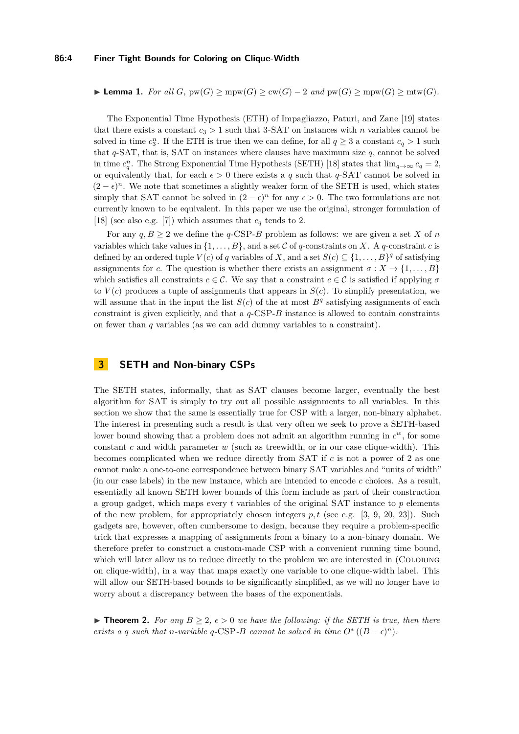▶ **Lemma 1.** *For all $G$, $\mathrm{pw}(G) \geq \mathrm{mpw}(G) \geq \mathrm{cw}(G) - 2$ and $\mathrm{pw}(G) \geq \mathrm{mpw}(G) \geq \mathrm{mtw}(G)$.*

The Exponential Time Hypothesis (ETH) of Impagliazzo, Paturi, and Zane [19] states that there exists a constant $c_3 > 1$ such that 3-SAT on instances with $n$ variables cannot be solved in time $c_3^n$. If the ETH is true then we can define, for all $q \geq 3$ a constant $c_q > 1$ such that $q$-SAT, that is, SAT on instances where clauses have maximum size $q$, cannot be solved in time $c_q^n$. The Strong Exponential Time Hypothesis (SETH) [18] states that $\lim_{q\to\infty} c_q = 2$, or equivalently that, for each $\epsilon > 0$ there exists a $q$ such that $q$-SAT cannot be solved in $(2-\epsilon)^n$. We note that sometimes a slightly weaker form of the SETH is used, which states simply that SAT cannot be solved in $(2-\epsilon)^n$ for any $\epsilon > 0$. The two formulations are not currently known to be equivalent. In this paper we use the original, stronger formulation of [18] (see also e.g. [7]) which assumes that $c_q$ tends to 2.

For any $q, B \geq 2$ we define the $q$-CSP-$B$ problem as follows: we are given a set $X$ of $n$ variables which take values in $\{1, \ldots, B\}$, and a set $\mathcal{C}$ of $q$-constraints on $X$. A $q$-constraint $c$ is defined by an ordered tuple $V(c)$ of $q$ variables of $X$, and a set $S(c) \subseteq \{1, \ldots, B\}^q$ of satisfying assignments for $c$. The question is whether there exists an assignment $\sigma : X \to \{1, \ldots, B\}$ which satisfies all constraints $c \in \mathcal{C}$. We say that a constraint $c \in \mathcal{C}$ is satisfied if applying $\sigma$ to $V(c)$ produces a tuple of assignments that appears in $S(c)$. To simplify presentation, we will assume that in the input the list $S(c)$ of the at most $B^q$ satisfying assignments of each constraint is given explicitly, and that a $q$-CSP-$B$ instance is allowed to contain constraints on fewer than $q$ variables (as we can add dummy variables to a constraint).

## 3 SETH and Non-binary CSPs

The SETH states, informally, that as SAT clauses become larger, eventually the best algorithm for SAT is simply to try out all possible assignments to all variables. In this section we show that the same is essentially true for CSP with a larger, non-binary alphabet. The interest in presenting such a result is that very often we seek to prove a SETH-based lower bound showing that a problem does not admit an algorithm running in $c^w$, for some constant $c$ and width parameter $w$ (such as treewidth, or in our case clique-width). This becomes complicated when we reduce directly from SAT if $c$ is not a power of 2 as one cannot make a one-to-one correspondence between binary SAT variables and "units of width" (in our case labels) in the new instance, which are intended to encode $c$ choices. As a result, essentially all known SETH lower bounds of this form include as part of their construction a group gadget, which maps every $t$ variables of the original SAT instance to $p$ elements of the new problem, for appropriately chosen integers $p, t$ (see e.g. [3, 9, 20, 23]). Such gadgets are, however, often cumbersome to design, because they require a problem-specific trick that expresses a mapping of assignments from a binary to a non-binary domain. We therefore prefer to construct a custom-made CSP with a convenient running time bound, which will later allow us to reduce directly to the problem we are interested in (Coloring on clique-width), in a way that maps exactly one variable to one clique-width label. This will allow our SETH-based bounds to be significantly simplified, as we will no longer have to worry about a discrepancy between the bases of the exponentials.

▶ **Theorem 2.** *For any $B \geq 2$, $\epsilon > 0$ we have the following: if the SETH is true, then there exists a $q$ such that $n$-variable $q$-CSP-$B$ cannot be solved in time $O^*((B-\epsilon)^n)$.*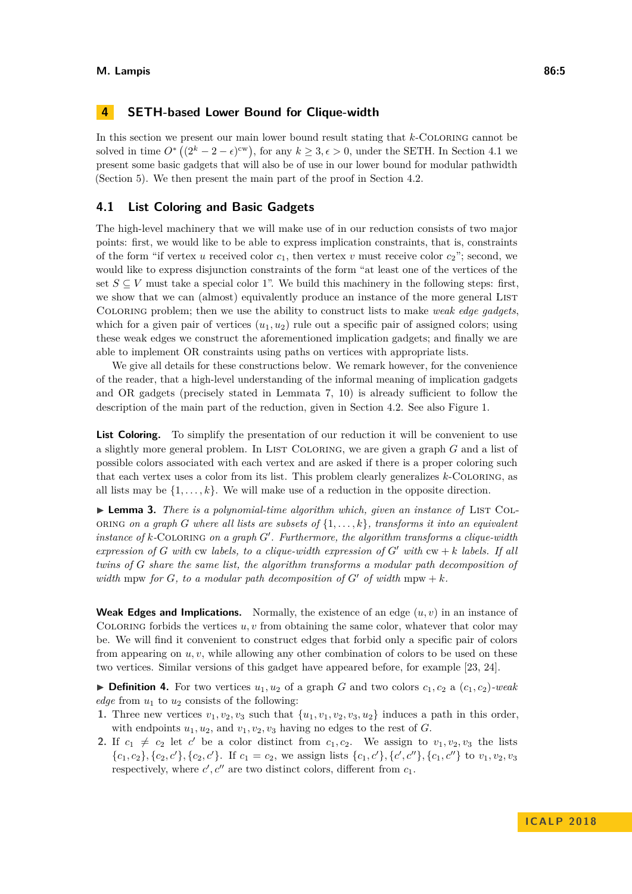## 4 SETH-based Lower Bound for Clique-width

In this section we present our main lower bound result stating that $k$-Coloring cannot be solved in time $O^*\left((2^k - 2 - \epsilon)^{\text{cw}}\right)$, for any $k \geq 3, \epsilon > 0$, under the SETH. In Section 4.1 we present some basic gadgets that will also be of use in our lower bound for modular pathwidth (Section 5). We then present the main part of the proof in Section 4.2.

### 4.1 List Coloring and Basic Gadgets

The high-level machinery that we will make use of in our reduction consists of two major points: first, we would like to be able to express implication constraints, that is, constraints of the form "if vertex $u$ received color $c_1$, then vertex $v$ must receive color $c_2$"; second, we would like to express disjunction constraints of the form "at least one of the vertices of the set $S \subseteq V$ must take a special color 1". We build this machinery in the following steps: first, we show that we can (almost) equivalently produce an instance of the more general List Coloring problem; then we use the ability to construct lists to make *weak edge gadgets*, which for a given pair of vertices $(u_1, u_2)$ rule out a specific pair of assigned colors; using these weak edges we construct the aforementioned implication gadgets; and finally we are able to implement OR constraints using paths on vertices with appropriate lists.

We give all details for these constructions below. We remark however, for the convenience of the reader, that a high-level understanding of the informal meaning of implication gadgets and OR gadgets (precisely stated in Lemmata 7, 10) is already sufficient to follow the description of the main part of the reduction, given in Section 4.2. See also Figure 1.

**List Coloring.** To simplify the presentation of our reduction it will be convenient to use a slightly more general problem. In List Coloring, we are given a graph $G$ and a list of possible colors associated with each vertex and are asked if there is a proper coloring such that each vertex uses a color from its list. This problem clearly generalizes $k$-Coloring, as all lists may be $\{1, \ldots, k\}$. We will make use of a reduction in the opposite direction.

▶ **Lemma 3.** *There is a polynomial-time algorithm which, given an instance of* List Coloring *on a graph $G$ where all lists are subsets of $\{1, \ldots, k\}$, transforms it into an equivalent instance of $k$-*Coloring *on a graph $G'$. Furthermore, the algorithm transforms a clique-width expression of $G$ with* cw *labels, to a clique-width expression of $G'$ with* cw $+ k$ *labels. If all twins of $G$ share the same list, the algorithm transforms a modular path decomposition of width* mpw *for $G$, to a modular path decomposition of $G'$ of width* mpw $+ k$.

**Weak Edges and Implications.** Normally, the existence of an edge $(u, v)$ in an instance of Coloring forbids the vertices $u, v$ from obtaining the same color, whatever that color may be. We will find it convenient to construct edges that forbid only a specific pair of colors from appearing on $u, v$, while allowing any other combination of colors to be used on these two vertices. Similar versions of this gadget have appeared before, for example [23, 24].

▶ **Definition 4.** For two vertices $u_1, u_2$ of a graph $G$ and two colors $c_1, c_2$ a $(c_1, c_2)$*-weak edge* from $u_1$ to $u_2$ consists of the following:

1. Three new vertices $v_1, v_2, v_3$ such that $\{u_1, v_1, v_2, v_3, u_2\}$ induces a path in this order, with endpoints $u_1, u_2$, and $v_1, v_2, v_3$ having no edges to the rest of $G$.
2. If $c_1 \neq c_2$ let $c'$ be a color distinct from $c_1, c_2$. We assign to $v_1, v_2, v_3$ the lists $\{c_1, c_2\}, \{c_2, c'\}, \{c_2, c'\}$. If $c_1 = c_2$, we assign lists $\{c_1, c'\}, \{c', c''\}, \{c_1, c''\}$ to $v_1, v_2, v_3$ respectively, where $c', c''$ are two distinct colors, different from $c_1$.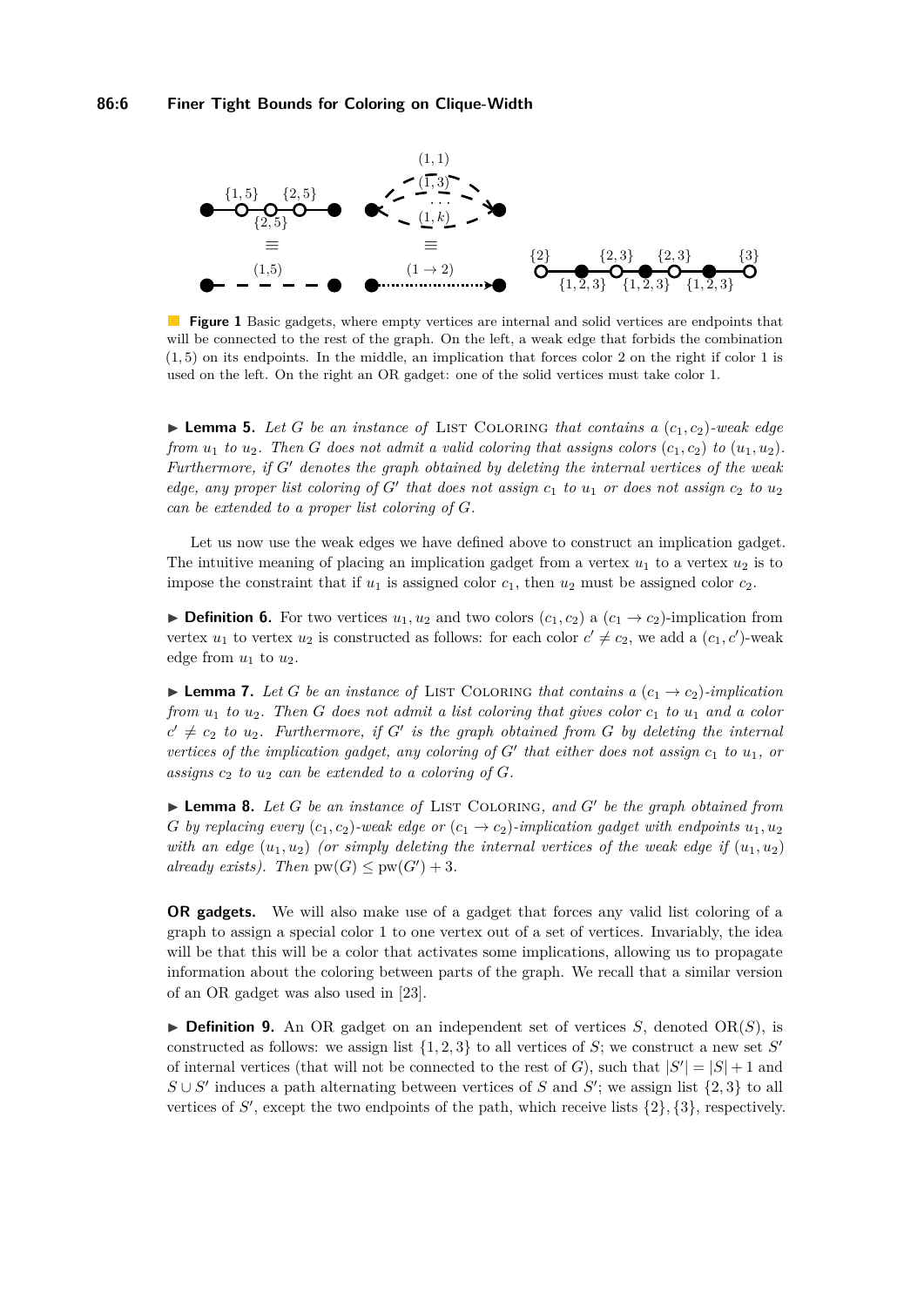**Figure 1** Basic gadgets, where empty vertices are internal and solid vertices are endpoints that will be connected to the rest of the graph. On the left, a weak edge that forbids the combination $(1, 5)$ on its endpoints. In the middle, an implication that forces color 2 on the right if color 1 is used on the left. On the right an OR gadget: one of the solid vertices must take color 1.

▶ **Lemma 5.** *Let $G$ be an instance of* List Coloring *that contains a $(c_1, c_2)$-weak edge from $u_1$ to $u_2$. Then $G$ does not admit a valid coloring that assigns colors $(c_1, c_2)$ to $(u_1, u_2)$. Furthermore, if $G'$ denotes the graph obtained by deleting the internal vertices of the weak edge, any proper list coloring of $G'$ that does not assign $c_1$ to $u_1$ or does not assign $c_2$ to $u_2$ can be extended to a proper list coloring of $G$.*

Let us now use the weak edges we have defined above to construct an implication gadget. The intuitive meaning of placing an implication gadget from a vertex $u_1$ to a vertex $u_2$ is to impose the constraint that if $u_1$ is assigned color $c_1$, then $u_2$ must be assigned color $c_2$.

▶ **Definition 6.** For two vertices $u_1, u_2$ and two colors $(c_1, c_2)$ a $(c_1 \to c_2)$-implication from vertex $u_1$ to vertex $u_2$ is constructed as follows: for each color $c' \neq c_2$, we add a $(c_1, c')$-weak edge from $u_1$ to $u_2$.

▶ **Lemma 7.** *Let $G$ be an instance of* List Coloring *that contains a $(c_1 \to c_2)$-implication from $u_1$ to $u_2$. Then $G$ does not admit a list coloring that gives color $c_1$ to $u_1$ and a color $c' \neq c_2$ to $u_2$. Furthermore, if $G'$ is the graph obtained from $G$ by deleting the internal vertices of the implication gadget, any coloring of $G'$ that either does not assign $c_1$ to $u_1$, or assigns $c_2$ to $u_2$ can be extended to a coloring of $G$.*

▶ **Lemma 8.** *Let $G$ be an instance of* List Coloring, *and $G'$ be the graph obtained from $G$ by replacing every $(c_1, c_2)$-weak edge or $(c_1 \to c_2)$-implication gadget with endpoints $u_1, u_2$ with an edge $(u_1, u_2)$ (or simply deleting the internal vertices of the weak edge if $(u_1, u_2)$ already exists). Then $\mathrm{pw}(G) \leq \mathrm{pw}(G') + 3$.*

**OR gadgets.** We will also make use of a gadget that forces any valid list coloring of a graph to assign a special color 1 to one vertex out of a set of vertices. Invariably, the idea will be that this will be a color that activates some implications, allowing us to propagate information about the coloring between parts of the graph. We recall that a similar version of an OR gadget was also used in [23].

▶ **Definition 9.** An OR gadget on an independent set of vertices $S$, denoted $\mathrm{OR}(S)$, is constructed as follows: we assign list $\{1, 2, 3\}$ to all vertices of $S$; we construct a new set $S'$ of internal vertices (that will not be connected to the rest of $G$), such that $|S'| = |S| + 1$ and $S \cup S'$ induces a path alternating between vertices of $S$ and $S'$; we assign list $\{2, 3\}$ to all vertices of $S'$, except the two endpoints of the path, which receive lists $\{2\}, \{3\}$, respectively.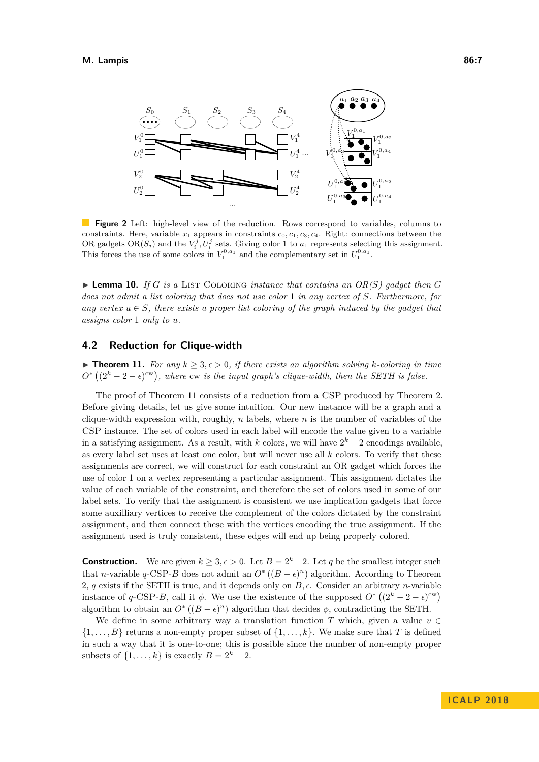**Figure 2** Left: high-level view of the reduction. Rows correspond to variables, columns to constraints. Here, variable $x_1$ appears in constraints $c_0, c_1, c_3, c_4$. Right: connections between the OR gadgets $\mathrm{OR}(S_j)$ and the $V_i^j, U_i^j$ sets. Giving color 1 to $a_1$ represents selecting this assignment. This forces the use of some colors in $V_1^{0,a_1}$ and the complementary set in $U_1^{0,a_1}$.

▶ **Lemma 10.** *If $G$ is a* List Coloring *instance that contains an $OR(S)$ gadget then $G$ does not admit a list coloring that does not use color 1 in any vertex of $S$. Furthermore, for any vertex $u \in S$, there exists a proper list coloring of the graph induced by the gadget that assigns color 1 only to $u$.*

## 4.2 Reduction for Clique-width

▶ **Theorem 11.** *For any $k \geq 3, \epsilon > 0$, if there exists an algorithm solving $k$-coloring in time $O^*\left((2^k - 2 - \epsilon)^{\mathrm{cw}}\right)$, where cw is the input graph's clique-width, then the SETH is false.*

The proof of Theorem 11 consists of a reduction from a CSP produced by Theorem 2. Before giving details, let us give some intuition. Our new instance will be a graph and a clique-width expression with, roughly, $n$ labels, where $n$ is the number of variables of the CSP instance. The set of colors used in each label will encode the value given to a variable in a satisfying assignment. As a result, with $k$ colors, we will have $2^k - 2$ encodings available, as every label set uses at least one color, but will never use all $k$ colors. To verify that these assignments are correct, we will construct for each constraint an OR gadget which forces the use of color 1 on a vertex representing a particular assignment. This assignment dictates the value of each variable of the constraint, and therefore the set of colors used in some of our label sets. To verify that the assignment is consistent we use implication gadgets that force some auxiliary vertices to receive the complement of the colors dictated by the constraint assignment, and then connect these with the vertices encoding the true assignment. If the assignment used is truly consistent, these edges will end up being properly colored.

**Construction.** We are given $k \geq 3, \epsilon > 0$. Let $B = 2^k - 2$. Let $q$ be the smallest integer such that $n$-variable $q$-CSP-$B$ does not admit an $O^*\left((B-\epsilon)^n\right)$ algorithm. According to Theorem 2, $q$ exists if the SETH is true, and it depends only on $B, \epsilon$. Consider an arbitrary $n$-variable instance of $q$-CSP-$B$, call it $\phi$. We use the existence of the supposed $O^*\left((2^k - 2 - \epsilon)^{\mathrm{cw}}\right)$ algorithm to obtain an $O^*\left((B-\epsilon)^n\right)$ algorithm that decides $\phi$, contradicting the SETH.

We define in some arbitrary way a translation function $T$ which, given a value $v \in \{1, \ldots, B\}$ returns a non-empty proper subset of $\{1, \ldots, k\}$. We make sure that $T$ is defined in such a way that it is one-to-one; this is possible since the number of non-empty proper subsets of $\{1, \ldots, k\}$ is exactly $B = 2^k - 2$.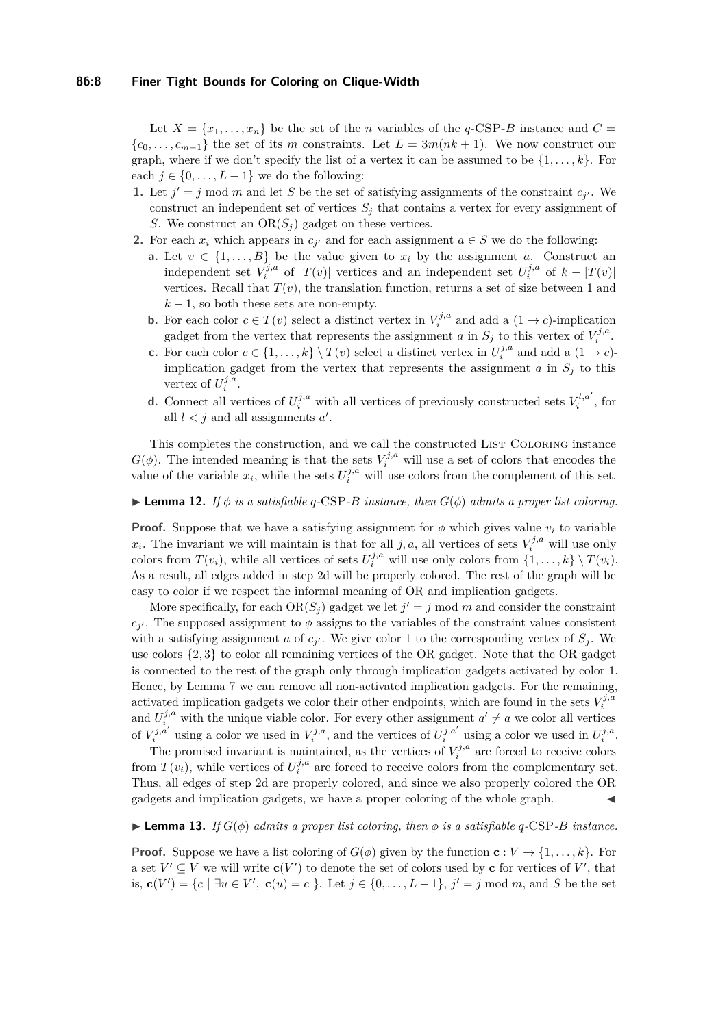Let $X = \{x_1, \dots, x_n\}$ be the set of the $n$ variables of the $q$-CSP-$B$ instance and $C = \{c_0, \dots, c_{m-1}\}$ the set of its $m$ constraints. Let $L = 3m(nk+1)$. We now construct our graph, where if we don't specify the list of a vertex it can be assumed to be $\{1, \dots, k\}$. For each $j \in \{0, \dots, L-1\}$ we do the following:

1. Let $j' = j \bmod m$ and let $S$ be the set of satisfying assignments of the constraint $c_{j'}$. We construct an independent set of vertices $S_j$ that contains a vertex for every assignment of $S$. We construct an $\mathrm{OR}(S_j)$ gadget on these vertices.
2. For each $x_i$ which appears in $c_{j'}$ and for each assignment $a \in S$ we do the following:
   - **a.** Let $v \in \{1, \dots, B\}$ be the value given to $x_i$ by the assignment $a$. Construct an independent set $V_i^{j,a}$ of $|T(v)|$ vertices and an independent set $U_i^{j,a}$ of $k - |T(v)|$ vertices. Recall that $T(v)$, the translation function, returns a set of size between 1 and $k-1$, so both these sets are non-empty.
   - **b.** For each color $c \in T(v)$ select a distinct vertex in $V_i^{j,a}$ and add a $(1 \to c)$-implication gadget from the vertex that represents the assignment $a$ in $S_j$ to this vertex of $V_i^{j,a}$.
   - **c.** For each color $c \in \{1, \dots, k\} \setminus T(v)$ select a distinct vertex in $U_i^{j,a}$ and add a $(1 \to c)$-implication gadget from the vertex that represents the assignment $a$ in $S_j$ to this vertex of $U_i^{j,a}$.
   - **d.** Connect all vertices of $U_i^{j,a}$ with all vertices of previously constructed sets $V_i^{l,a'}$, for all $l < j$ and all assignments $a'$.

This completes the construction, and we call the constructed List Coloring instance $G(\phi)$. The intended meaning is that the sets $V_i^{j,a}$ will use a set of colors that encodes the value of the variable $x_i$, while the sets $U_i^{j,a}$ will use colors from the complement of this set.

▶ **Lemma 12.** *If $\phi$ is a satisfiable $q$-CSP-$B$ instance, then $G(\phi)$ admits a proper list coloring.*

**Proof.** Suppose that we have a satisfying assignment for $\phi$ which gives value $v_i$ to variable $x_i$. The invariant we will maintain is that for all $j, a$, all vertices of sets $V_i^{j,a}$ will use only colors from $T(v_i)$, while all vertices of sets $U_i^{j,a}$ will use only colors from $\{1, \dots, k\} \setminus T(v_i)$. As a result, all edges added in step 2d will be properly colored. The rest of the graph will be easy to color if we respect the informal meaning of OR and implication gadgets.

More specifically, for each $\mathrm{OR}(S_j)$ gadget we let $j' = j \bmod m$ and consider the constraint $c_{j'}$. The supposed assignment to $\phi$ assigns to the variables of the constraint values consistent with a satisfying assignment $a$ of $c_{j'}$. We give color 1 to the corresponding vertex of $S_j$. We use colors $\{2, 3\}$ to color all remaining vertices of the OR gadget. Note that the OR gadget is connected to the rest of the graph only through implication gadgets activated by color 1. Hence, by Lemma 7 we can remove all non-activated implication gadgets. For the remaining, activated implication gadgets we color their other endpoints, which are found in the sets $V_i^{j,a}$ and $U_i^{j,a}$ with the unique viable color. For every other assignment $a' \neq a$ we color all vertices of $V_i^{j,a'}$ using a color we used in $V_i^{j,a}$, and the vertices of $U_i^{j,a'}$ using a color we used in $U_i^{j,a}$.

The promised invariant is maintained, as the vertices of $V_i^{j,a}$ are forced to receive colors from $T(v_i)$, while vertices of $U_i^{j,a}$ are forced to receive colors from the complementary set. Thus, all edges of step 2d are properly colored, and since we also properly colored the OR gadgets and implication gadgets, we have a proper coloring of the whole graph. ◀

▶ **Lemma 13.** *If $G(\phi)$ admits a proper list coloring, then $\phi$ is a satisfiable $q$-CSP-$B$ instance.*

**Proof.** Suppose we have a list coloring of $G(\phi)$ given by the function $\mathbf{c} : V \to \{1, \dots, k\}$. For a set $V' \subseteq V$ we will write $\mathbf{c}(V')$ to denote the set of colors used by $\mathbf{c}$ for vertices of $V'$, that is, $\mathbf{c}(V') = \{c \mid \exists u \in V',\ \mathbf{c}(u) = c\ \}$. Let $j \in \{0, \dots, L-1\}$, $j' = j \bmod m$, and $S$ be the set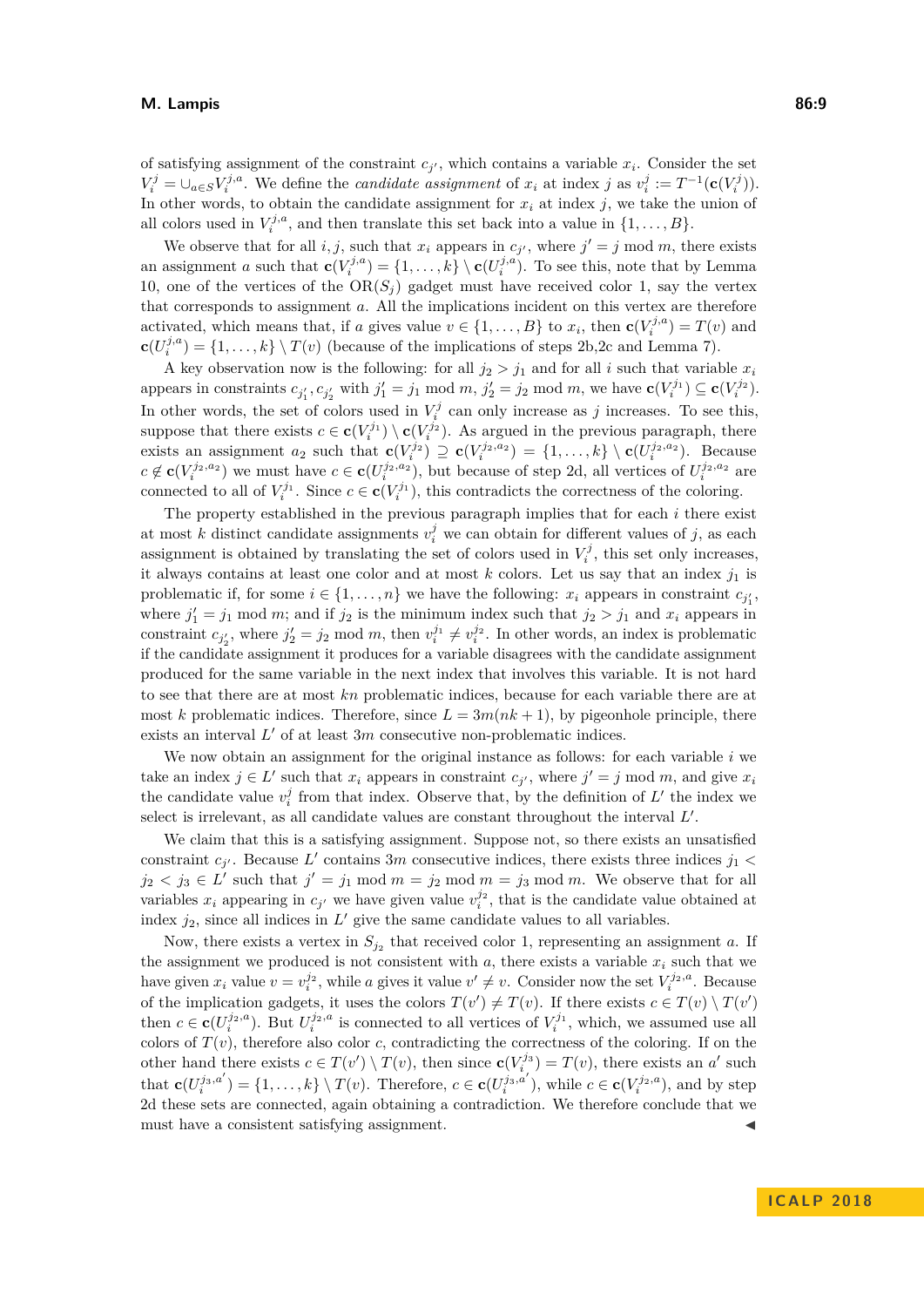of satisfying assignment of the constraint $c_{j'}$, which contains a variable $x_i$. Consider the set $V_i^j = \cup_{a\in S} V_i^{j,a}$. We define the *candidate assignment* of $x_i$ at index $j$ as $v_i^j := T^{-1}(\mathbf{c}(V_i^j))$. In other words, to obtain the candidate assignment for $x_i$ at index $j$, we take the union of all colors used in $V_i^{j,a}$, and then translate this set back into a value in $\{1,\ldots,B\}$.

We observe that for all $i,j$, such that $x_i$ appears in $c_{j'}$, where $j' = j \bmod m$, there exists an assignment $a$ such that $\mathbf{c}(V_i^{j,a}) = \{1,\ldots,k\}\setminus \mathbf{c}(U_i^{j,a})$. To see this, note that by Lemma 10, one of the vertices of the $\text{OR}(S_j)$ gadget must have received color 1, say the vertex that corresponds to assignment $a$. All the implications incident on this vertex are therefore activated, which means that, if $a$ gives value $v \in \{1,\ldots,B\}$ to $x_i$, then $\mathbf{c}(V_i^{j,a}) = T(v)$ and $\mathbf{c}(U_i^{j,a}) = \{1,\ldots,k\}\setminus T(v)$ (because of the implications of steps 2b,2c and Lemma 7).

A key observation now is the following: for all $j_2 > j_1$ and for all $i$ such that variable $x_i$ appears in constraints $c_{j_1'}, c_{j_2'}$ with $j_1' = j_1 \bmod m$, $j_2' = j_2 \bmod m$, we have $\mathbf{c}(V_i^{j_1}) \subseteq \mathbf{c}(V_i^{j_2})$. In other words, the set of colors used in $V_i^j$ can only increase as $j$ increases. To see this, suppose that there exists $c \in \mathbf{c}(V_i^{j_1})\setminus \mathbf{c}(V_i^{j_2})$. As argued in the previous paragraph, there exists an assignment $a_2$ such that $\mathbf{c}(V_i^{j_2}) \supseteq \mathbf{c}(V_i^{j_2,a_2}) = \{1,\ldots,k\}\setminus \mathbf{c}(U_i^{j_2,a_2})$. Because $c \notin \mathbf{c}(V_i^{j_2,a_2})$ we must have $c \in \mathbf{c}(U_i^{j_2,a_2})$, but because of step 2d, all vertices of $U_i^{j_2,a_2}$ are connected to all of $V_i^{j_1}$. Since $c \in \mathbf{c}(V_i^{j_1})$, this contradicts the correctness of the coloring.

The property established in the previous paragraph implies that for each $i$ there exist at most $k$ distinct candidate assignments $v_i^j$ we can obtain for different values of $j$, as each assignment is obtained by translating the set of colors used in $V_i^j$, this set only increases, it always contains at least one color and at most $k$ colors. Let us say that an index $j_1$ is problematic if, for some $i \in \{1,\ldots,n\}$ we have the following: $x_i$ appears in constraint $c_{j_1'}$, where $j_1' = j_1 \bmod m$; and if $j_2$ is the minimum index such that $j_2 > j_1$ and $x_i$ appears in constraint $c_{j_2'}$, where $j_2' = j_2 \bmod m$, then $v_i^{j_1} \neq v_i^{j_2}$. In other words, an index is problematic if the candidate assignment it produces for a variable disagrees with the candidate assignment produced for the same variable in the next index that involves this variable. It is not hard to see that there are at most $kn$ problematic indices, because for each variable there are at most $k$ problematic indices. Therefore, since $L = 3m(nk+1)$, by pigeonhole principle, there exists an interval $L'$ of at least $3m$ consecutive non-problematic indices.

We now obtain an assignment for the original instance as follows: for each variable $i$ we take an index $j \in L'$ such that $x_i$ appears in constraint $c_{j'}$, where $j' = j \bmod m$, and give $x_i$ the candidate value $v_i^j$ from that index. Observe that, by the definition of $L'$ the index we select is irrelevant, as all candidate values are constant throughout the interval $L'$.

We claim that this is a satisfying assignment. Suppose not, so there exists an unsatisfied constraint $c_{j'}$. Because $L'$ contains $3m$ consecutive indices, there exists three indices $j_1 < j_2 < j_3 \in L'$ such that $j' = j_1 \bmod m = j_2 \bmod m = j_3 \bmod m$. We observe that for all variables $x_i$ appearing in $c_{j'}$ we have given value $v_i^{j_2}$, that is the candidate value obtained at index $j_2$, since all indices in $L'$ give the same candidate values to all variables.

Now, there exists a vertex in $S_{j_2}$ that received color 1, representing an assignment $a$. If the assignment we produced is not consistent with $a$, there exists a variable $x_i$ such that we have given $x_i$ value $v = v_i^{j_2}$, while $a$ gives it value $v' \neq v$. Consider now the set $V_i^{j_2,a}$. Because of the implication gadgets, it uses the colors $T(v') \neq T(v)$. If there exists $c \in T(v)\setminus T(v')$ then $c \in \mathbf{c}(U_i^{j_2,a})$. But $U_i^{j_2,a}$ is connected to all vertices of $V_i^{j_1}$, which, we assumed use all colors of $T(v)$, therefore also color $c$, contradicting the correctness of the coloring. If on the other hand there exists $c \in T(v')\setminus T(v)$, then since $\mathbf{c}(V_i^{j_3}) = T(v)$, there exists an $a'$ such that $\mathbf{c}(U_i^{j_3,a'}) = \{1,\ldots,k\}\setminus T(v)$. Therefore, $c \in \mathbf{c}(U_i^{j_3,a'})$, while $c \in \mathbf{c}(V_i^{j_2,a})$, and by step 2d these sets are connected, again obtaining a contradiction. We therefore conclude that we must have a consistent satisfying assignment. ◀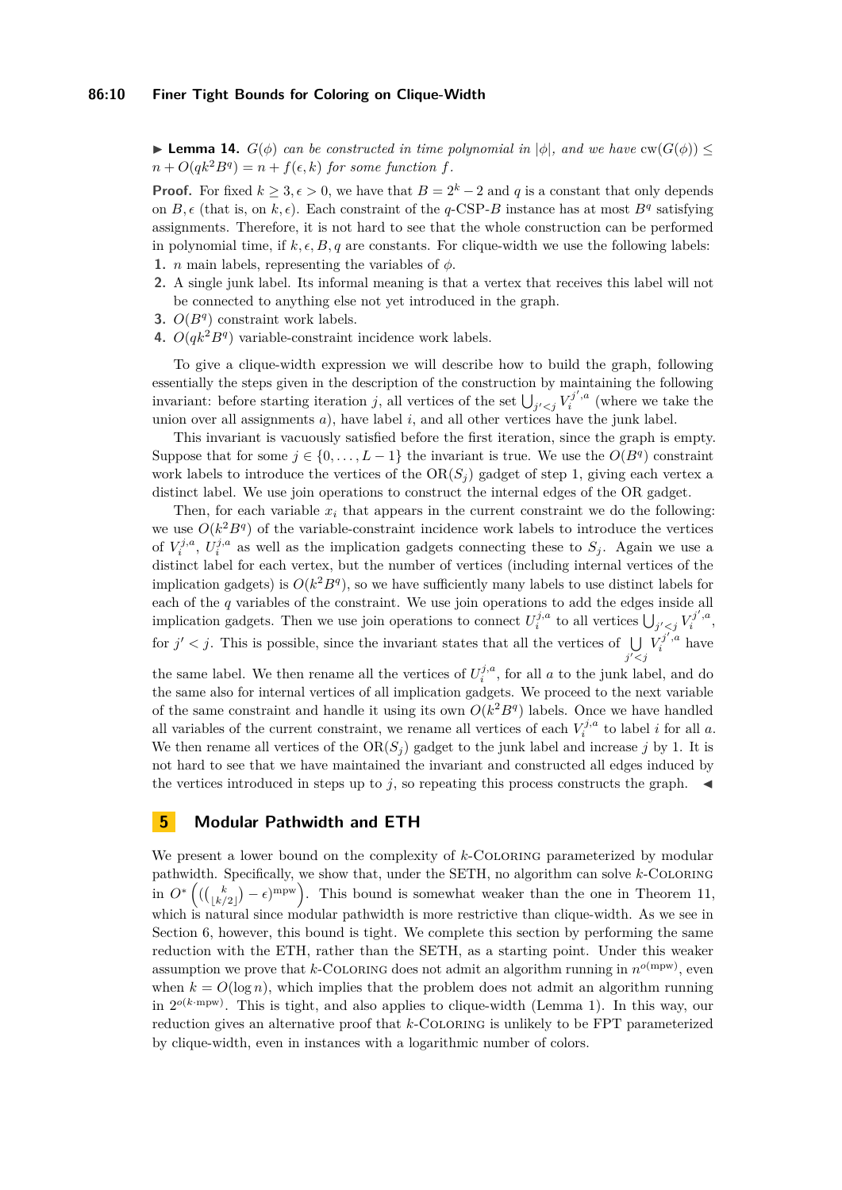▶ **Lemma 14.** *$G(\phi)$ can be constructed in time polynomial in $|\phi|$, and we have $\mathrm{cw}(G(\phi)) \leq n + O(qk^2B^q) = n + f(\epsilon, k)$ for some function $f$.*

**Proof.** For fixed $k \geq 3, \epsilon > 0$, we have that $B = 2^k - 2$ and $q$ is a constant that only depends on $B, \epsilon$ (that is, on $k, \epsilon$). Each constraint of the $q$-CSP-$B$ instance has at most $B^q$ satisfying assignments. Therefore, it is not hard to see that the whole construction can be performed in polynomial time, if $k, \epsilon, B, q$ are constants. For clique-width we use the following labels:

1. $n$ main labels, representing the variables of $\phi$.
2. A single junk label. Its informal meaning is that a vertex that receives this label will not be connected to anything else not yet introduced in the graph.
3. $O(B^q)$ constraint work labels.
4. $O(qk^2B^q)$ variable-constraint incidence work labels.

To give a clique-width expression we will describe how to build the graph, following essentially the steps given in the description of the construction by maintaining the following invariant: before starting iteration $j$, all vertices of the set $\bigcup_{j'<j} V_i^{j',a}$ (where we take the union over all assignments $a$), have label $i$, and all other vertices have the junk label.

This invariant is vacuously satisfied before the first iteration, since the graph is empty. Suppose that for some $j \in \{0, \ldots, L-1\}$ the invariant is true. We use the $O(B^q)$ constraint work labels to introduce the vertices of the $\mathrm{OR}(S_j)$ gadget of step 1, giving each vertex a distinct label. We use join operations to construct the internal edges of the OR gadget.

Then, for each variable $x_i$ that appears in the current constraint we do the following: we use $O(k^2B^q)$ of the variable-constraint incidence work labels to introduce the vertices of $V_i^{j,a}$, $U_i^{j,a}$ as well as the implication gadgets connecting these to $S_j$. Again we use a distinct label for each vertex, but the number of vertices (including internal vertices of the implication gadgets) is $O(k^2B^q)$, so we have sufficiently many labels to use distinct labels for each of the $q$ variables of the constraint. We use join operations to add the edges inside all implication gadgets. Then we use join operations to connect $U_i^{j,a}$ to all vertices $\bigcup_{j'<j} V_i^{j',a}$, for $j' < j$. This is possible, since the invariant states that all the vertices of $\bigcup_{j'<j} V_i^{j',a}$ have the same label. We then rename all the vertices of $U_i^{j,a}$, for all $a$ to the junk label, and do the same also for internal vertices of all implication gadgets. We proceed to the next variable of the same constraint and handle it using its own $O(k^2B^q)$ labels. Once we have handled all variables of the current constraint, we rename all vertices of each $V_i^{j,a}$ to label $i$ for all $a$. We then rename all vertices of the $\mathrm{OR}(S_j)$ gadget to the junk label and increase $j$ by 1. It is not hard to see that we have maintained the invariant and constructed all edges induced by the vertices introduced in steps up to $j$, so repeating this process constructs the graph. ◀

# 5 Modular Pathwidth and ETH

We present a lower bound on the complexity of $k$-Coloring parameterized by modular pathwidth. Specifically, we show that, under the SETH, no algorithm can solve $k$-Coloring in $O^*\left(\left(\binom{k}{\lfloor k/2 \rfloor}\right) - \epsilon)^{\mathrm{mpw}}\right)$. This bound is somewhat weaker than the one in Theorem 11, which is natural since modular pathwidth is more restrictive than clique-width. As we see in Section 6, however, this bound is tight. We complete this section by performing the same reduction with the ETH, rather than the SETH, as a starting point. Under this weaker assumption we prove that $k$-Coloring does not admit an algorithm running in $n^{o(\mathrm{mpw})}$, even when $k = O(\log n)$, which implies that the problem does not admit an algorithm running in $2^{o(k \cdot \mathrm{mpw})}$. This is tight, and also applies to clique-width (Lemma 1). In this way, our reduction gives an alternative proof that $k$-Coloring is unlikely to be FPT parameterized by clique-width, even in instances with a logarithmic number of colors.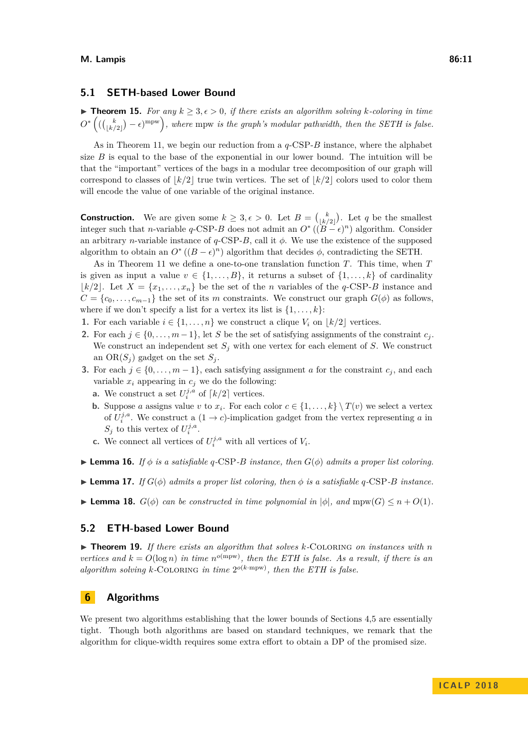## 5.1 SETH-based Lower Bound

▶ **Theorem 15.** *For any $k \geq 3, \epsilon > 0$, if there exists an algorithm solving $k$-coloring in time $O^*\left(\left(\binom{k}{\lfloor k/2 \rfloor} - \epsilon\right)^{\text{mpw}}\right)$, where mpw is the graph's modular pathwidth, then the SETH is false.*

As in Theorem 11, we begin our reduction from a $q$-CSP-$B$ instance, where the alphabet size $B$ is equal to the base of the exponential in our lower bound. The intuition will be that the "important" vertices of the bags in a modular tree decomposition of our graph will correspond to classes of $\lfloor k/2 \rfloor$ true twin vertices. The set of $\lfloor k/2 \rfloor$ colors used to color them will encode the value of one variable of the original instance.

**Construction.** We are given some $k \geq 3, \epsilon > 0$. Let $B = \binom{k}{\lfloor k/2 \rfloor}$. Let $q$ be the smallest integer such that $n$-variable $q$-CSP-$B$ does not admit an $O^*((B-\epsilon)^n)$ algorithm. Consider an arbitrary $n$-variable instance of $q$-CSP-$B$, call it $\phi$. We use the existence of the supposed algorithm to obtain an $O^*((B-\epsilon)^n)$ algorithm that decides $\phi$, contradicting the SETH.

As in Theorem 11 we define a one-to-one translation function $T$. This time, when $T$ is given as input a value $v \in \{1, \ldots, B\}$, it returns a subset of $\{1, \ldots, k\}$ of cardinality $\lfloor k/2 \rfloor$. Let $X = \{x_1, \ldots, x_n\}$ be the set of the $n$ variables of the $q$-CSP-$B$ instance and $C = \{c_0, \ldots, c_{m-1}\}$ the set of its $m$ constraints. We construct our graph $G(\phi)$ as follows, where if we don't specify a list for a vertex its list is $\{1, \ldots, k\}$:

1. For each variable $i \in \{1, \ldots, n\}$ we construct a clique $V_i$ on $\lfloor k/2 \rfloor$ vertices.
2. For each $j \in \{0, \ldots, m-1\}$, let $S$ be the set of satisfying assignments of the constraint $c_j$. We construct an independent set $S_j$ with one vertex for each element of $S$. We construct an $\text{OR}(S_j)$ gadget on the set $S_j$.
3. For each $j \in \{0, \ldots, m-1\}$, each satisfying assignment $a$ for the constraint $c_j$, and each variable $x_i$ appearing in $c_j$ we do the following:
   a. We construct a set $U_i^{j,a}$ of $\lceil k/2 \rceil$ vertices.
   b. Suppose $a$ assigns value $v$ to $x_i$. For each color $c \in \{1, \ldots, k\} \setminus T(v)$ we select a vertex of $U_i^{j,a}$. We construct a $(1 \to c)$-implication gadget from the vertex representing $a$ in $S_j$ to this vertex of $U_i^{j,a}$.
   c. We connect all vertices of $U_i^{j,a}$ with all vertices of $V_i$.

▶ **Lemma 16.** *If $\phi$ is a satisfiable $q$-CSP-$B$ instance, then $G(\phi)$ admits a proper list coloring.*

▶ **Lemma 17.** *If $G(\phi)$ admits a proper list coloring, then $\phi$ is a satisfiable $q$-CSP-$B$ instance.*

▶ **Lemma 18.** *$G(\phi)$ can be constructed in time polynomial in $|\phi|$, and $\text{mpw}(G) \leq n + O(1)$.*

## 5.2 ETH-based Lower Bound

▶ **Theorem 19.** *If there exists an algorithm that solves $k$-Coloring on instances with $n$ vertices and $k = O(\log n)$ in time $n^{o(\text{mpw})}$, then the ETH is false. As a result, if there is an algorithm solving $k$-Coloring in time $2^{o(k \cdot \text{mpw})}$, then the ETH is false.*

# 6 Algorithms

We present two algorithms establishing that the lower bounds of Sections 4,5 are essentially tight. Though both algorithms are based on standard techniques, we remark that the algorithm for clique-width requires some extra effort to obtain a DP of the promised size.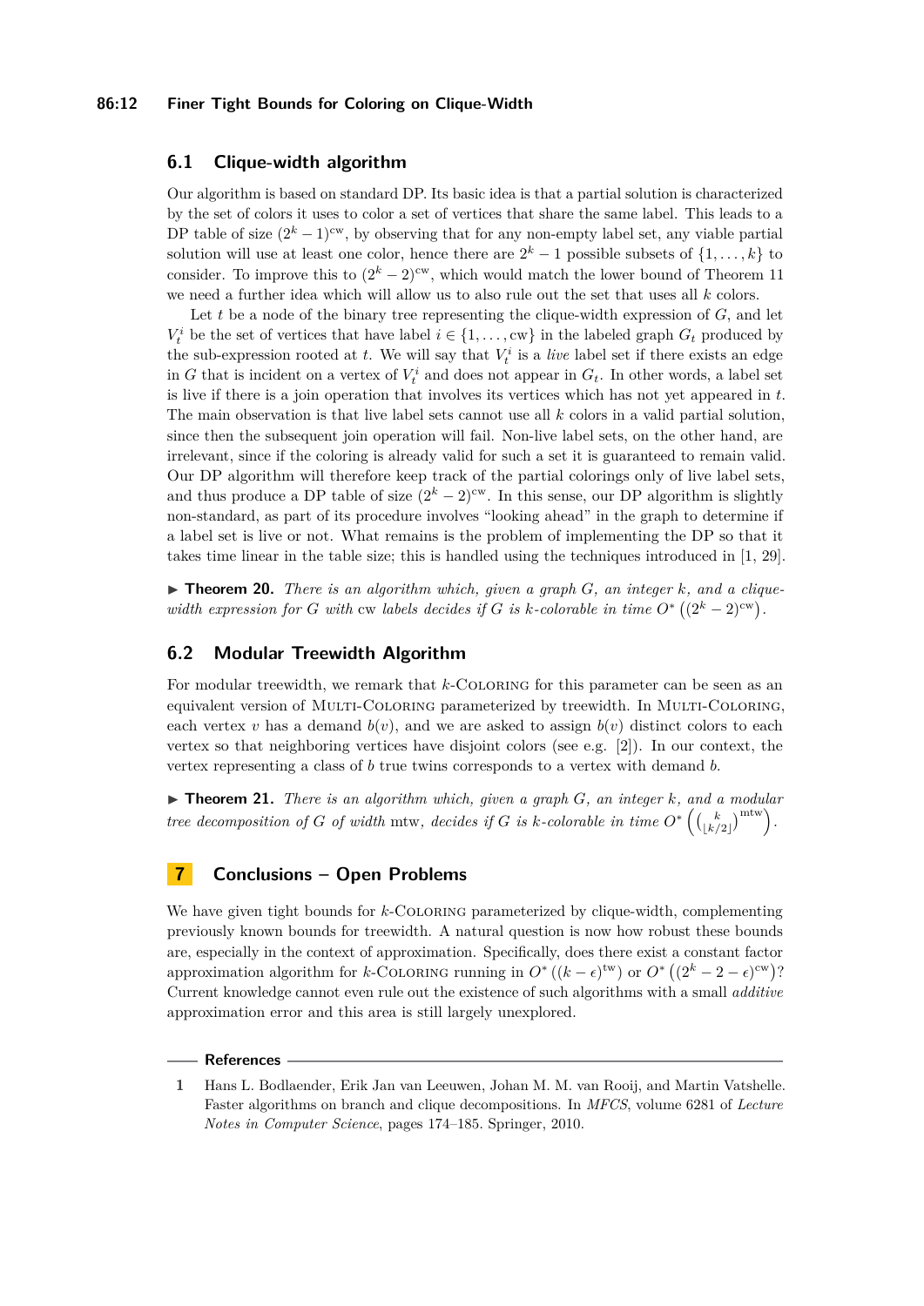## 6.1 Clique-width algorithm

Our algorithm is based on standard DP. Its basic idea is that a partial solution is characterized by the set of colors it uses to color a set of vertices that share the same label. This leads to a DP table of size $(2^k - 1)^{\text{cw}}$, by observing that for any non-empty label set, any viable partial solution will use at least one color, hence there are $2^k - 1$ possible subsets of $\{1, \ldots, k\}$ to consider. To improve this to $(2^k - 2)^{\text{cw}}$, which would match the lower bound of Theorem 11 we need a further idea which will allow us to also rule out the set that uses all $k$ colors.

Let $t$ be a node of the binary tree representing the clique-width expression of $G$, and let $V_t^i$ be the set of vertices that have label $i \in \{1, \ldots, \text{cw}\}$ in the labeled graph $G_t$ produced by the sub-expression rooted at $t$. We will say that $V_t^i$ is a *live* label set if there exists an edge in $G$ that is incident on a vertex of $V_t^i$ and does not appear in $G_t$. In other words, a label set is live if there is a join operation that involves its vertices which has not yet appeared in $t$. The main observation is that live label sets cannot use all $k$ colors in a valid partial solution, since then the subsequent join operation will fail. Non-live label sets, on the other hand, are irrelevant, since if the coloring is already valid for such a set it is guaranteed to remain valid. Our DP algorithm will therefore keep track of the partial colorings only of live label sets, and thus produce a DP table of size $(2^k - 2)^{\text{cw}}$. In this sense, our DP algorithm is slightly non-standard, as part of its procedure involves "looking ahead" in the graph to determine if a label set is live or not. What remains is the problem of implementing the DP so that it takes time linear in the table size; this is handled using the techniques introduced in [1, 29].

▶ **Theorem 20.** *There is an algorithm which, given a graph $G$, an integer $k$, and a clique-width expression for $G$ with* cw *labels decides if $G$ is $k$-colorable in time $O^*\left((2^k - 2)^{\text{cw}}\right)$.*

## 6.2 Modular Treewidth Algorithm

For modular treewidth, we remark that $k$-Coloring for this parameter can be seen as an equivalent version of Multi-Coloring parameterized by treewidth. In Multi-Coloring, each vertex $v$ has a demand $b(v)$, and we are asked to assign $b(v)$ distinct colors to each vertex so that neighboring vertices have disjoint colors (see e.g. [2]). In our context, the vertex representing a class of $b$ true twins corresponds to a vertex with demand $b$.

▶ **Theorem 21.** *There is an algorithm which, given a graph $G$, an integer $k$, and a modular tree decomposition of $G$ of width* mtw*, decides if $G$ is $k$-colorable in time $O^*\left(\binom{k}{\lfloor k/2 \rfloor}^{\text{mtw}}\right)$.*

# 7 Conclusions – Open Problems

We have given tight bounds for $k$-Coloring parameterized by clique-width, complementing previously known bounds for treewidth. A natural question is now how robust these bounds are, especially in the context of approximation. Specifically, does there exist a constant factor approximation algorithm for $k$-Coloring running in $O^*\left((k - \epsilon)^{\text{tw}}\right)$ or $O^*\left((2^k - 2 - \epsilon)^{\text{cw}}\right)$? Current knowledge cannot even rule out the existence of such algorithms with a small *additive* approximation error and this area is still largely unexplored.

## References

1. Hans L. Bodlaender, Erik Jan van Leeuwen, Johan M. M. van Rooij, and Martin Vatshelle. Faster algorithms on branch and clique decompositions. In *MFCS*, volume 6281 of *Lecture Notes in Computer Science*, pages 174–185. Springer, 2010.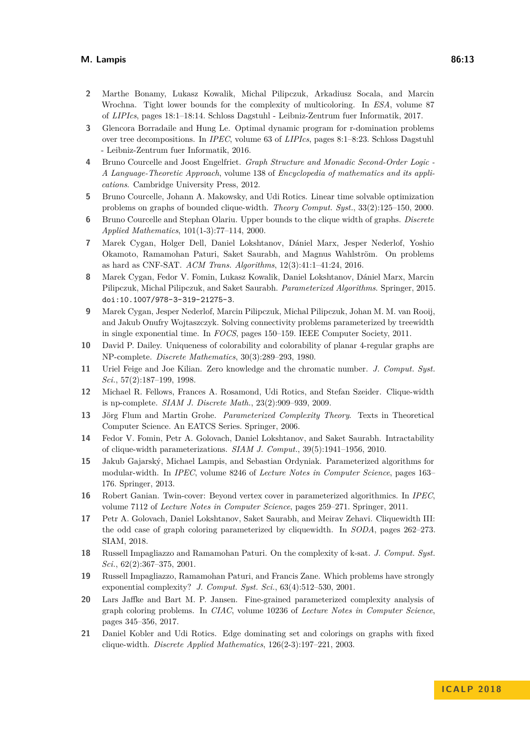2. Marthe Bonamy, Lukasz Kowalik, Michal Pilipczuk, Arkadiusz Socala, and Marcin Wrochna. Tight lower bounds for the complexity of multicoloring. In *ESA*, volume 87 of *LIPIcs*, pages 18:1–18:14. Schloss Dagstuhl - Leibniz-Zentrum fuer Informatik, 2017.
3. Glencora Borradaile and Hung Le. Optimal dynamic program for r-domination problems over tree decompositions. In *IPEC*, volume 63 of *LIPIcs*, pages 8:1–8:23. Schloss Dagstuhl - Leibniz-Zentrum fuer Informatik, 2016.
4. Bruno Courcelle and Joost Engelfriet. *Graph Structure and Monadic Second-Order Logic - A Language-Theoretic Approach*, volume 138 of *Encyclopedia of mathematics and its applications*. Cambridge University Press, 2012.
5. Bruno Courcelle, Johann A. Makowsky, and Udi Rotics. Linear time solvable optimization problems on graphs of bounded clique-width. *Theory Comput. Syst.*, 33(2):125–150, 2000.
6. Bruno Courcelle and Stephan Olariu. Upper bounds to the clique width of graphs. *Discrete Applied Mathematics*, 101(1-3):77–114, 2000.
7. Marek Cygan, Holger Dell, Daniel Lokshtanov, Dániel Marx, Jesper Nederlof, Yoshio Okamoto, Ramamohan Paturi, Saket Saurabh, and Magnus Wahlström. On problems as hard as CNF-SAT. *ACM Trans. Algorithms*, 12(3):41:1–41:24, 2016.
8. Marek Cygan, Fedor V. Fomin, Lukasz Kowalik, Daniel Lokshtanov, Dániel Marx, Marcin Pilipczuk, Michal Pilipczuk, and Saket Saurabh. *Parameterized Algorithms*. Springer, 2015. doi:10.1007/978-3-319-21275-3.
9. Marek Cygan, Jesper Nederlof, Marcin Pilipczuk, Michal Pilipczuk, Johan M. M. van Rooij, and Jakub Onufry Wojtaszczyk. Solving connectivity problems parameterized by treewidth in single exponential time. In *FOCS*, pages 150–159. IEEE Computer Society, 2011.
10. David P. Dailey. Uniqueness of colorability and colorability of planar 4-regular graphs are NP-complete. *Discrete Mathematics*, 30(3):289–293, 1980.
11. Uriel Feige and Joe Kilian. Zero knowledge and the chromatic number. *J. Comput. Syst. Sci.*, 57(2):187–199, 1998.
12. Michael R. Fellows, Frances A. Rosamond, Udi Rotics, and Stefan Szeider. Clique-width is np-complete. *SIAM J. Discrete Math.*, 23(2):909–939, 2009.
13. Jörg Flum and Martin Grohe. *Parameterized Complexity Theory*. Texts in Theoretical Computer Science. An EATCS Series. Springer, 2006.
14. Fedor V. Fomin, Petr A. Golovach, Daniel Lokshtanov, and Saket Saurabh. Intractability of clique-width parameterizations. *SIAM J. Comput.*, 39(5):1941–1956, 2010.
15. Jakub Gajarský, Michael Lampis, and Sebastian Ordyniak. Parameterized algorithms for modular-width. In *IPEC*, volume 8246 of *Lecture Notes in Computer Science*, pages 163–176. Springer, 2013.
16. Robert Ganian. Twin-cover: Beyond vertex cover in parameterized algorithmics. In *IPEC*, volume 7112 of *Lecture Notes in Computer Science*, pages 259–271. Springer, 2011.
17. Petr A. Golovach, Daniel Lokshtanov, Saket Saurabh, and Meirav Zehavi. Cliquewidth III: the odd case of graph coloring parameterized by cliquewidth. In *SODA*, pages 262–273. SIAM, 2018.
18. Russell Impagliazzo and Ramamohan Paturi. On the complexity of k-sat. *J. Comput. Syst. Sci.*, 62(2):367–375, 2001.
19. Russell Impagliazzo, Ramamohan Paturi, and Francis Zane. Which problems have strongly exponential complexity? *J. Comput. Syst. Sci.*, 63(4):512–530, 2001.
20. Lars Jaffke and Bart M. P. Jansen. Fine-grained parameterized complexity analysis of graph coloring problems. In *CIAC*, volume 10236 of *Lecture Notes in Computer Science*, pages 345–356, 2017.
21. Daniel Kobler and Udi Rotics. Edge dominating set and colorings on graphs with fixed clique-width. *Discrete Applied Mathematics*, 126(2-3):197–221, 2003.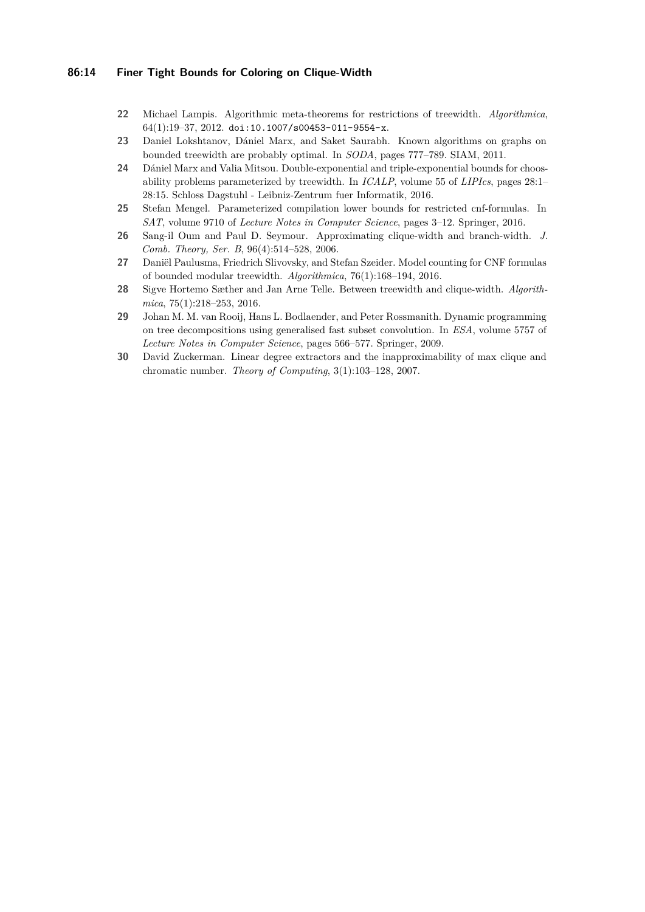22 Michael Lampis. Algorithmic meta-theorems for restrictions of treewidth. *Algorithmica*, 64(1):19–37, 2012. doi:10.1007/s00453-011-9554-x.

23 Daniel Lokshtanov, Dániel Marx, and Saket Saurabh. Known algorithms on graphs on bounded treewidth are probably optimal. In *SODA*, pages 777–789. SIAM, 2011.

24 Dániel Marx and Valia Mitsou. Double-exponential and triple-exponential bounds for choosability problems parameterized by treewidth. In *ICALP*, volume 55 of *LIPIcs*, pages 28:1–28:15. Schloss Dagstuhl - Leibniz-Zentrum fuer Informatik, 2016.

25 Stefan Mengel. Parameterized compilation lower bounds for restricted cnf-formulas. In *SAT*, volume 9710 of *Lecture Notes in Computer Science*, pages 3–12. Springer, 2016.

26 Sang-il Oum and Paul D. Seymour. Approximating clique-width and branch-width. *J. Comb. Theory, Ser. B*, 96(4):514–528, 2006.

27 Daniël Paulusma, Friedrich Slivovsky, and Stefan Szeider. Model counting for CNF formulas of bounded modular treewidth. *Algorithmica*, 76(1):168–194, 2016.

28 Sigve Hortemo Sæther and Jan Arne Telle. Between treewidth and clique-width. *Algorithmica*, 75(1):218–253, 2016.

29 Johan M. M. van Rooij, Hans L. Bodlaender, and Peter Rossmanith. Dynamic programming on tree decompositions using generalised fast subset convolution. In *ESA*, volume 5757 of *Lecture Notes in Computer Science*, pages 566–577. Springer, 2009.

30 David Zuckerman. Linear degree extractors and the inapproximability of max clique and chromatic number. *Theory of Computing*, 3(1):103–128, 2007.